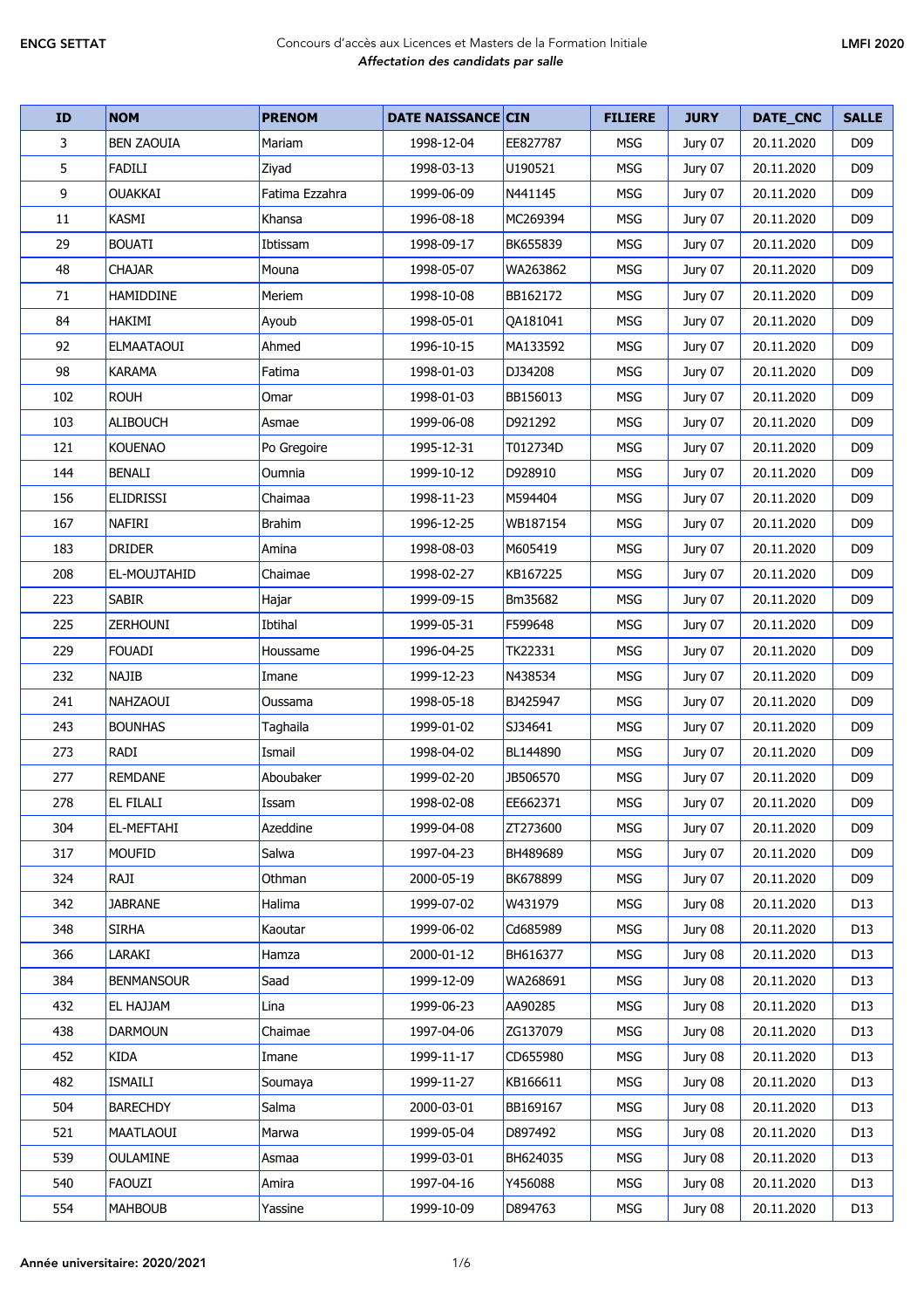ENCG SETTAT

Concours d'accès aux Licences et Masters de la Formation Initiale

*Affectation des candidats par salle*

LMFI 2020

| ID | NOM | PRENOM | DATE NAISSANCE | CIN | FILIERE | JURY | DATE_CNC | SALLE |
|---|---|---|---|---|---|---|---|---|
| 3 | BEN ZAOUIA | Mariam | 1998-12-04 | EE827787 | MSG | Jury 07 | 20.11.2020 | D09 |
| 5 | FADILI | Ziyad | 1998-03-13 | U190521 | MSG | Jury 07 | 20.11.2020 | D09 |
| 9 | OUAKKAI | Fatima Ezzahra | 1999-06-09 | N441145 | MSG | Jury 07 | 20.11.2020 | D09 |
| 11 | KASMI | Khansa | 1996-08-18 | MC269394 | MSG | Jury 07 | 20.11.2020 | D09 |
| 29 | BOUATI | Ibtissam | 1998-09-17 | BK655839 | MSG | Jury 07 | 20.11.2020 | D09 |
| 48 | CHAJAR | Mouna | 1998-05-07 | WA263862 | MSG | Jury 07 | 20.11.2020 | D09 |
| 71 | HAMIDDINE | Meriem | 1998-10-08 | BB162172 | MSG | Jury 07 | 20.11.2020 | D09 |
| 84 | HAKIMI | Ayoub | 1998-05-01 | QA181041 | MSG | Jury 07 | 20.11.2020 | D09 |
| 92 | ELMAATAOUI | Ahmed | 1996-10-15 | MA133592 | MSG | Jury 07 | 20.11.2020 | D09 |
| 98 | KARAMA | Fatima | 1998-01-03 | DJ34208 | MSG | Jury 07 | 20.11.2020 | D09 |
| 102 | ROUH | Omar | 1998-01-03 | BB156013 | MSG | Jury 07 | 20.11.2020 | D09 |
| 103 | ALIBOUCH | Asmae | 1999-06-08 | D921292 | MSG | Jury 07 | 20.11.2020 | D09 |
| 121 | KOUENAO | Po Gregoire | 1995-12-31 | T012734D | MSG | Jury 07 | 20.11.2020 | D09 |
| 144 | BENALI | Oumnia | 1999-10-12 | D928910 | MSG | Jury 07 | 20.11.2020 | D09 |
| 156 | ELIDRISSI | Chaimaa | 1998-11-23 | M594404 | MSG | Jury 07 | 20.11.2020 | D09 |
| 167 | NAFIRI | Brahim | 1996-12-25 | WB187154 | MSG | Jury 07 | 20.11.2020 | D09 |
| 183 | DRIDER | Amina | 1998-08-03 | M605419 | MSG | Jury 07 | 20.11.2020 | D09 |
| 208 | EL-MOUJTAHID | Chaimae | 1998-02-27 | KB167225 | MSG | Jury 07 | 20.11.2020 | D09 |
| 223 | SABIR | Hajar | 1999-09-15 | Bm35682 | MSG | Jury 07 | 20.11.2020 | D09 |
| 225 | ZERHOUNI | Ibtihal | 1999-05-31 | F599648 | MSG | Jury 07 | 20.11.2020 | D09 |
| 229 | FOUADI | Houssame | 1996-04-25 | TK22331 | MSG | Jury 07 | 20.11.2020 | D09 |
| 232 | NAJIB | Imane | 1999-12-23 | N438534 | MSG | Jury 07 | 20.11.2020 | D09 |
| 241 | NAHZAOUI | Oussama | 1998-05-18 | BJ425947 | MSG | Jury 07 | 20.11.2020 | D09 |
| 243 | BOUNHAS | Taghaila | 1999-01-02 | SJ34641 | MSG | Jury 07 | 20.11.2020 | D09 |
| 273 | RADI | Ismail | 1998-04-02 | BL144890 | MSG | Jury 07 | 20.11.2020 | D09 |
| 277 | REMDANE | Aboubaker | 1999-02-20 | JB506570 | MSG | Jury 07 | 20.11.2020 | D09 |
| 278 | EL FILALI | Issam | 1998-02-08 | EE662371 | MSG | Jury 07 | 20.11.2020 | D09 |
| 304 | EL-MEFTAHI | Azeddine | 1999-04-08 | ZT273600 | MSG | Jury 07 | 20.11.2020 | D09 |
| 317 | MOUFID | Salwa | 1997-04-23 | BH489689 | MSG | Jury 07 | 20.11.2020 | D09 |
| 324 | RAJI | Othman | 2000-05-19 | BK678899 | MSG | Jury 07 | 20.11.2020 | D09 |
| 342 | JABRANE | Halima | 1999-07-02 | W431979 | MSG | Jury 08 | 20.11.2020 | D13 |
| 348 | SIRHA | Kaoutar | 1999-06-02 | Cd685989 | MSG | Jury 08 | 20.11.2020 | D13 |
| 366 | LARAKI | Hamza | 2000-01-12 | BH616377 | MSG | Jury 08 | 20.11.2020 | D13 |
| 384 | BENMANSOUR | Saad | 1999-12-09 | WA268691 | MSG | Jury 08 | 20.11.2020 | D13 |
| 432 | EL HAJJAM | Lina | 1999-06-23 | AA90285 | MSG | Jury 08 | 20.11.2020 | D13 |
| 438 | DARMOUN | Chaimae | 1997-04-06 | ZG137079 | MSG | Jury 08 | 20.11.2020 | D13 |
| 452 | KIDA | Imane | 1999-11-17 | CD655980 | MSG | Jury 08 | 20.11.2020 | D13 |
| 482 | ISMAILI | Soumaya | 1999-11-27 | KB166611 | MSG | Jury 08 | 20.11.2020 | D13 |
| 504 | BARECHDY | Salma | 2000-03-01 | BB169167 | MSG | Jury 08 | 20.11.2020 | D13 |
| 521 | MAATLAOUI | Marwa | 1999-05-04 | D897492 | MSG | Jury 08 | 20.11.2020 | D13 |
| 539 | OULAMINE | Asmaa | 1999-03-01 | BH624035 | MSG | Jury 08 | 20.11.2020 | D13 |
| 540 | FAOUZI | Amira | 1997-04-16 | Y456088 | MSG | Jury 08 | 20.11.2020 | D13 |
| 554 | MAHBOUB | Yassine | 1999-10-09 | D894763 | MSG | Jury 08 | 20.11.2020 | D13 |

Année universitaire: 2020/2021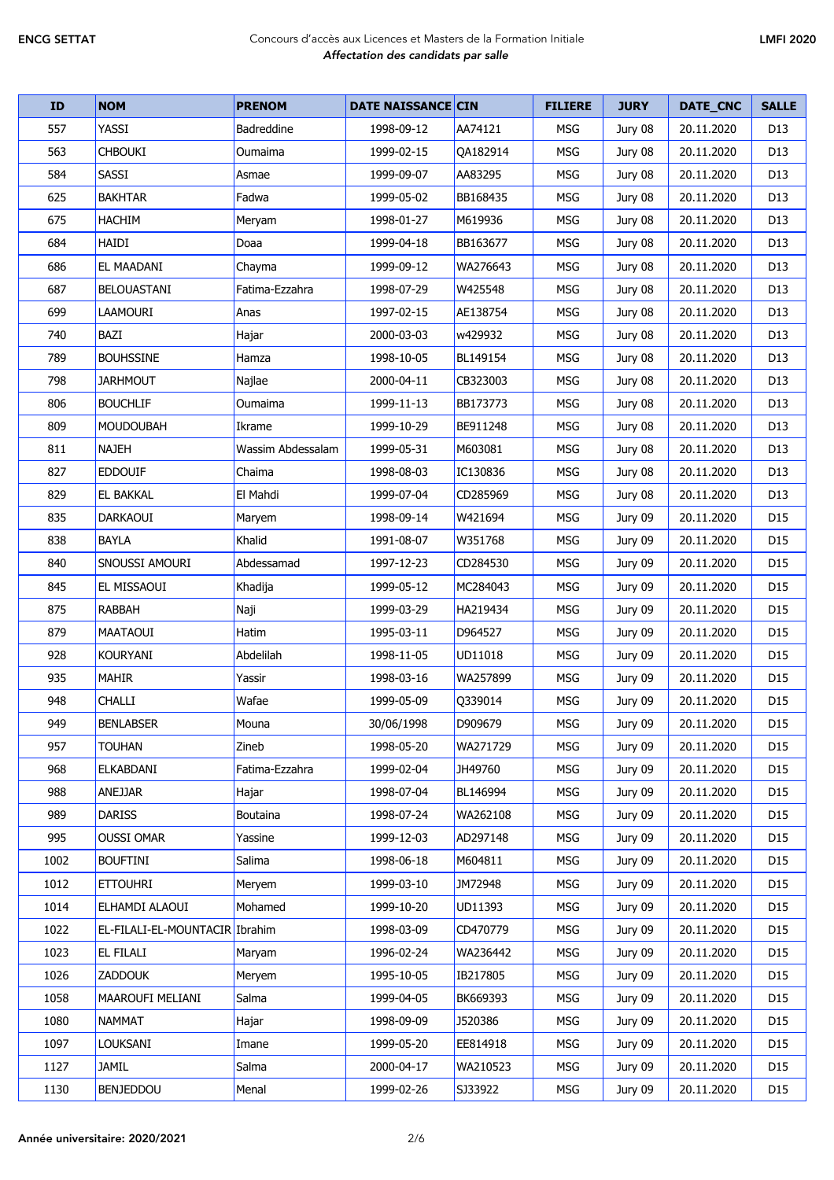| ID | NOM | PRENOM | DATE NAISSANCE | CIN | FILIERE | JURY | DATE_CNC | SALLE |
|---|---|---|---|---|---|---|---|---|
| 557 | YASSI | Badreddine | 1998-09-12 | AA74121 | MSG | Jury 08 | 20.11.2020 | D13 |
| 563 | CHBOUKI | Oumaima | 1999-02-15 | QA182914 | MSG | Jury 08 | 20.11.2020 | D13 |
| 584 | SASSI | Asmae | 1999-09-07 | AA83295 | MSG | Jury 08 | 20.11.2020 | D13 |
| 625 | BAKHTAR | Fadwa | 1999-05-02 | BB168435 | MSG | Jury 08 | 20.11.2020 | D13 |
| 675 | HACHIM | Meryam | 1998-01-27 | M619936 | MSG | Jury 08 | 20.11.2020 | D13 |
| 684 | HAIDI | Doaa | 1999-04-18 | BB163677 | MSG | Jury 08 | 20.11.2020 | D13 |
| 686 | EL MAADANI | Chayma | 1999-09-12 | WA276643 | MSG | Jury 08 | 20.11.2020 | D13 |
| 687 | BELOUASTANI | Fatima-Ezzahra | 1998-07-29 | W425548 | MSG | Jury 08 | 20.11.2020 | D13 |
| 699 | LAAMOURI | Anas | 1997-02-15 | AE138754 | MSG | Jury 08 | 20.11.2020 | D13 |
| 740 | BAZI | Hajar | 2000-03-03 | w429932 | MSG | Jury 08 | 20.11.2020 | D13 |
| 789 | BOUHSSINE | Hamza | 1998-10-05 | BL149154 | MSG | Jury 08 | 20.11.2020 | D13 |
| 798 | JARHMOUT | Najlae | 2000-04-11 | CB323003 | MSG | Jury 08 | 20.11.2020 | D13 |
| 806 | BOUCHLIF | Oumaima | 1999-11-13 | BB173773 | MSG | Jury 08 | 20.11.2020 | D13 |
| 809 | MOUDOUBAH | Ikrame | 1999-10-29 | BE911248 | MSG | Jury 08 | 20.11.2020 | D13 |
| 811 | NAJEH | Wassim Abdessalam | 1999-05-31 | M603081 | MSG | Jury 08 | 20.11.2020 | D13 |
| 827 | EDDOUIF | Chaima | 1998-08-03 | IC130836 | MSG | Jury 08 | 20.11.2020 | D13 |
| 829 | EL BAKKAL | El Mahdi | 1999-07-04 | CD285969 | MSG | Jury 08 | 20.11.2020 | D13 |
| 835 | DARKAOUI | Maryem | 1998-09-14 | W421694 | MSG | Jury 09 | 20.11.2020 | D15 |
| 838 | BAYLA | Khalid | 1991-08-07 | W351768 | MSG | Jury 09 | 20.11.2020 | D15 |
| 840 | SNOUSSI AMOURI | Abdessamad | 1997-12-23 | CD284530 | MSG | Jury 09 | 20.11.2020 | D15 |
| 845 | EL MISSAOUI | Khadija | 1999-05-12 | MC284043 | MSG | Jury 09 | 20.11.2020 | D15 |
| 875 | RABBAH | Naji | 1999-03-29 | HA219434 | MSG | Jury 09 | 20.11.2020 | D15 |
| 879 | MAATAOUI | Hatim | 1995-03-11 | D964527 | MSG | Jury 09 | 20.11.2020 | D15 |
| 928 | KOURYANI | Abdelilah | 1998-11-05 | UD11018 | MSG | Jury 09 | 20.11.2020 | D15 |
| 935 | MAHIR | Yassir | 1998-03-16 | WA257899 | MSG | Jury 09 | 20.11.2020 | D15 |
| 948 | CHALLI | Wafae | 1999-05-09 | Q339014 | MSG | Jury 09 | 20.11.2020 | D15 |
| 949 | BENLABSER | Mouna | 30/06/1998 | D909679 | MSG | Jury 09 | 20.11.2020 | D15 |
| 957 | TOUHAN | Zineb | 1998-05-20 | WA271729 | MSG | Jury 09 | 20.11.2020 | D15 |
| 968 | ELKABDANI | Fatima-Ezzahra | 1999-02-04 | JH49760 | MSG | Jury 09 | 20.11.2020 | D15 |
| 988 | ANEJJAR | Hajar | 1998-07-04 | BL146994 | MSG | Jury 09 | 20.11.2020 | D15 |
| 989 | DARISS | Boutaina | 1998-07-24 | WA262108 | MSG | Jury 09 | 20.11.2020 | D15 |
| 995 | OUSSI OMAR | Yassine | 1999-12-03 | AD297148 | MSG | Jury 09 | 20.11.2020 | D15 |
| 1002 | BOUFTINI | Salima | 1998-06-18 | M604811 | MSG | Jury 09 | 20.11.2020 | D15 |
| 1012 | ETTOUHRI | Meryem | 1999-03-10 | JM72948 | MSG | Jury 09 | 20.11.2020 | D15 |
| 1014 | ELHAMDI ALAOUI | Mohamed | 1999-10-20 | UD11393 | MSG | Jury 09 | 20.11.2020 | D15 |
| 1022 | EL-FILALI-EL-MOUNTACIR | Ibrahim | 1998-03-09 | CD470779 | MSG | Jury 09 | 20.11.2020 | D15 |
| 1023 | EL FILALI | Maryam | 1996-02-24 | WA236442 | MSG | Jury 09 | 20.11.2020 | D15 |
| 1026 | ZADDOUK | Meryem | 1995-10-05 | IB217805 | MSG | Jury 09 | 20.11.2020 | D15 |
| 1058 | MAAROUFI MELIANI | Salma | 1999-04-05 | BK669393 | MSG | Jury 09 | 20.11.2020 | D15 |
| 1080 | NAMMAT | Hajar | 1998-09-09 | J520386 | MSG | Jury 09 | 20.11.2020 | D15 |
| 1097 | LOUKSANI | Imane | 1999-05-20 | EE814918 | MSG | Jury 09 | 20.11.2020 | D15 |
| 1127 | JAMIL | Salma | 2000-04-17 | WA210523 | MSG | Jury 09 | 20.11.2020 | D15 |
| 1130 | BENJEDDOU | Menal | 1999-02-26 | SJ33922 | MSG | Jury 09 | 20.11.2020 | D15 |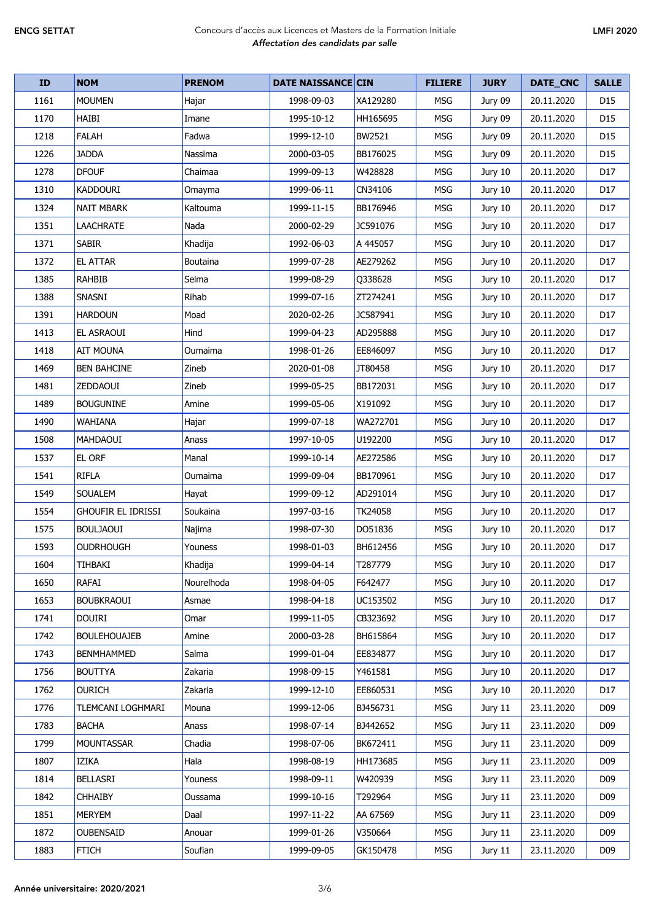| ID | NOM | PRENOM | DATE NAISSANCE | CIN | FILIERE | JURY | DATE_CNC | SALLE |
|---|---|---|---|---|---|---|---|---|
| 1161 | MOUMEN | Hajar | 1998-09-03 | XA129280 | MSG | Jury 09 | 20.11.2020 | D15 |
| 1170 | HAIBI | Imane | 1995-10-12 | HH165695 | MSG | Jury 09 | 20.11.2020 | D15 |
| 1218 | FALAH | Fadwa | 1999-12-10 | BW2521 | MSG | Jury 09 | 20.11.2020 | D15 |
| 1226 | JADDA | Nassima | 2000-03-05 | BB176025 | MSG | Jury 09 | 20.11.2020 | D15 |
| 1278 | DFOUF | Chaimaa | 1999-09-13 | W428828 | MSG | Jury 10 | 20.11.2020 | D17 |
| 1310 | KADDOURI | Omayma | 1999-06-11 | CN34106 | MSG | Jury 10 | 20.11.2020 | D17 |
| 1324 | NAIT MBARK | Kaltouma | 1999-11-15 | BB176946 | MSG | Jury 10 | 20.11.2020 | D17 |
| 1351 | LAACHRATE | Nada | 2000-02-29 | JC591076 | MSG | Jury 10 | 20.11.2020 | D17 |
| 1371 | SABIR | Khadija | 1992-06-03 | A 445057 | MSG | Jury 10 | 20.11.2020 | D17 |
| 1372 | EL ATTAR | Boutaina | 1999-07-28 | AE279262 | MSG | Jury 10 | 20.11.2020 | D17 |
| 1385 | RAHBIB | Selma | 1999-08-29 | Q338628 | MSG | Jury 10 | 20.11.2020 | D17 |
| 1388 | SNASNI | Rihab | 1999-07-16 | ZT274241 | MSG | Jury 10 | 20.11.2020 | D17 |
| 1391 | HARDOUN | Moad | 2020-02-26 | JC587941 | MSG | Jury 10 | 20.11.2020 | D17 |
| 1413 | EL ASRAOUI | Hind | 1999-04-23 | AD295888 | MSG | Jury 10 | 20.11.2020 | D17 |
| 1418 | AIT MOUNA | Oumaima | 1998-01-26 | EE846097 | MSG | Jury 10 | 20.11.2020 | D17 |
| 1469 | BEN BAHCINE | Zineb | 2020-01-08 | JT80458 | MSG | Jury 10 | 20.11.2020 | D17 |
| 1481 | ZEDDAOUI | Zineb | 1999-05-25 | BB172031 | MSG | Jury 10 | 20.11.2020 | D17 |
| 1489 | BOUGUNINE | Amine | 1999-05-06 | X191092 | MSG | Jury 10 | 20.11.2020 | D17 |
| 1490 | WAHIANA | Hajar | 1999-07-18 | WA272701 | MSG | Jury 10 | 20.11.2020 | D17 |
| 1508 | MAHDAOUI | Anass | 1997-10-05 | U192200 | MSG | Jury 10 | 20.11.2020 | D17 |
| 1537 | EL ORF | Manal | 1999-10-14 | AE272586 | MSG | Jury 10 | 20.11.2020 | D17 |
| 1541 | RIFLA | Oumaima | 1999-09-04 | BB170961 | MSG | Jury 10 | 20.11.2020 | D17 |
| 1549 | SOUALEM | Hayat | 1999-09-12 | AD291014 | MSG | Jury 10 | 20.11.2020 | D17 |
| 1554 | GHOUFIR EL IDRISSI | Soukaina | 1997-03-16 | TK24058 | MSG | Jury 10 | 20.11.2020 | D17 |
| 1575 | BOULJAOUI | Najima | 1998-07-30 | DO51836 | MSG | Jury 10 | 20.11.2020 | D17 |
| 1593 | OUDRHOUGH | Youness | 1998-01-03 | BH612456 | MSG | Jury 10 | 20.11.2020 | D17 |
| 1604 | TIHBAKI | Khadija | 1999-04-14 | T287779 | MSG | Jury 10 | 20.11.2020 | D17 |
| 1650 | RAFAI | Nourelhoda | 1998-04-05 | F642477 | MSG | Jury 10 | 20.11.2020 | D17 |
| 1653 | BOUBKRAOUI | Asmae | 1998-04-18 | UC153502 | MSG | Jury 10 | 20.11.2020 | D17 |
| 1741 | DOUIRI | Omar | 1999-11-05 | CB323692 | MSG | Jury 10 | 20.11.2020 | D17 |
| 1742 | BOULEHOUAJEB | Amine | 2000-03-28 | BH615864 | MSG | Jury 10 | 20.11.2020 | D17 |
| 1743 | BENMHAMMED | Salma | 1999-01-04 | EE834877 | MSG | Jury 10 | 20.11.2020 | D17 |
| 1756 | BOUTTYA | Zakaria | 1998-09-15 | Y461581 | MSG | Jury 10 | 20.11.2020 | D17 |
| 1762 | OURICH | Zakaria | 1999-12-10 | EE860531 | MSG | Jury 10 | 20.11.2020 | D17 |
| 1776 | TLEMCANI LOGHMARI | Mouna | 1999-12-06 | BJ456731 | MSG | Jury 11 | 23.11.2020 | D09 |
| 1783 | BACHA | Anass | 1998-07-14 | BJ442652 | MSG | Jury 11 | 23.11.2020 | D09 |
| 1799 | MOUNTASSAR | Chadia | 1998-07-06 | BK672411 | MSG | Jury 11 | 23.11.2020 | D09 |
| 1807 | IZIKA | Hala | 1998-08-19 | HH173685 | MSG | Jury 11 | 23.11.2020 | D09 |
| 1814 | BELLASRI | Youness | 1998-09-11 | W420939 | MSG | Jury 11 | 23.11.2020 | D09 |
| 1842 | CHHAIBY | Oussama | 1999-10-16 | T292964 | MSG | Jury 11 | 23.11.2020 | D09 |
| 1851 | MERYEM | Daal | 1997-11-22 | AA 67569 | MSG | Jury 11 | 23.11.2020 | D09 |
| 1872 | OUBENSAID | Anouar | 1999-01-26 | V350664 | MSG | Jury 11 | 23.11.2020 | D09 |
| 1883 | FTICH | Soufian | 1999-09-05 | GK150478 | MSG | Jury 11 | 23.11.2020 | D09 |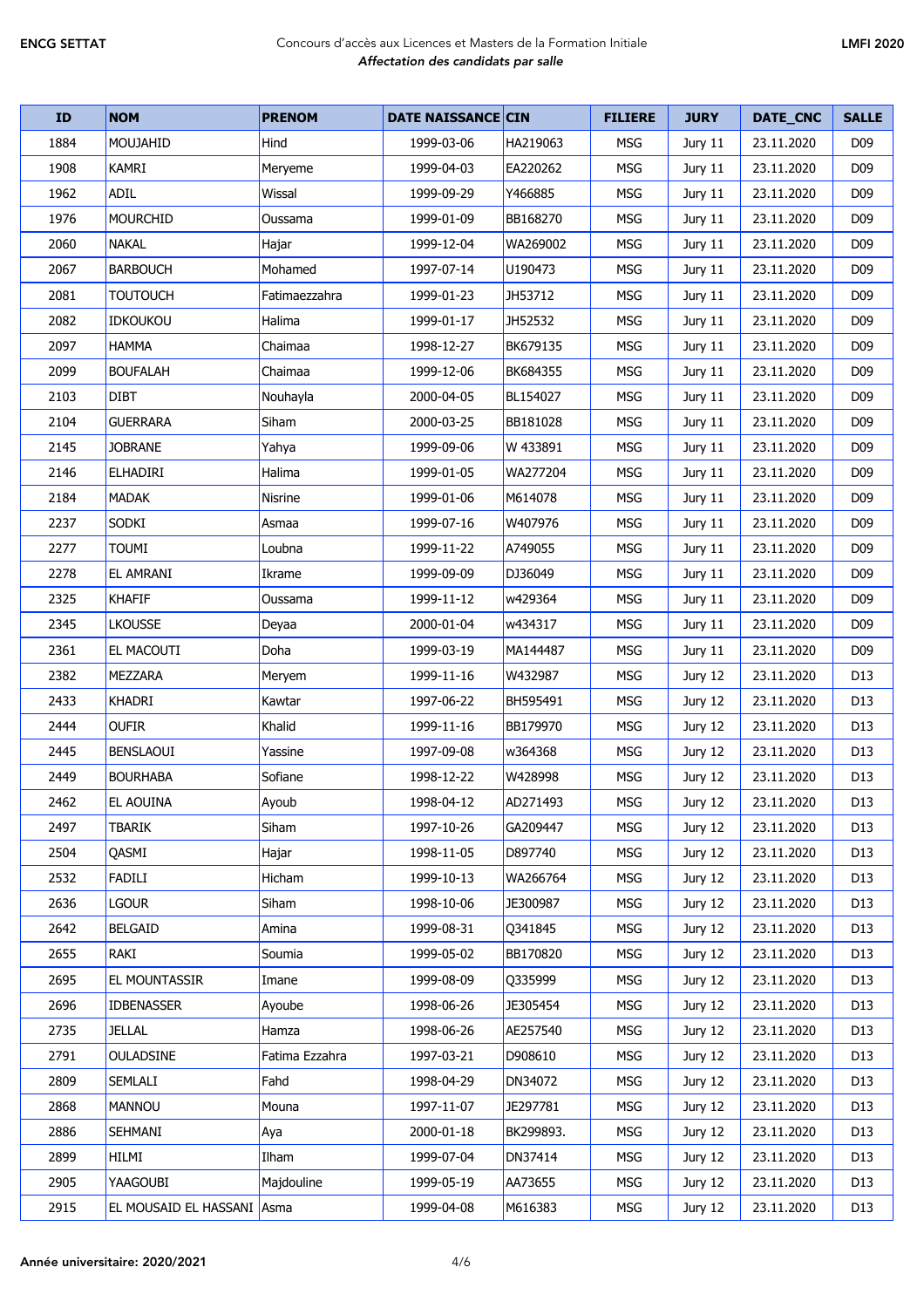| ID | NOM | PRENOM | DATE NAISSANCE | CIN | FILIERE | JURY | DATE_CNC | SALLE |
|---|---|---|---|---|---|---|---|---|
| 1884 | MOUJAHID | Hind | 1999-03-06 | HA219063 | MSG | Jury 11 | 23.11.2020 | D09 |
| 1908 | KAMRI | Meryeme | 1999-04-03 | EA220262 | MSG | Jury 11 | 23.11.2020 | D09 |
| 1962 | ADIL | Wissal | 1999-09-29 | Y466885 | MSG | Jury 11 | 23.11.2020 | D09 |
| 1976 | MOURCHID | Oussama | 1999-01-09 | BB168270 | MSG | Jury 11 | 23.11.2020 | D09 |
| 2060 | NAKAL | Hajar | 1999-12-04 | WA269002 | MSG | Jury 11 | 23.11.2020 | D09 |
| 2067 | BARBOUCH | Mohamed | 1997-07-14 | U190473 | MSG | Jury 11 | 23.11.2020 | D09 |
| 2081 | TOUTOUCH | Fatimaezzahra | 1999-01-23 | JH53712 | MSG | Jury 11 | 23.11.2020 | D09 |
| 2082 | IDKOUKOU | Halima | 1999-01-17 | JH52532 | MSG | Jury 11 | 23.11.2020 | D09 |
| 2097 | HAMMA | Chaimaa | 1998-12-27 | BK679135 | MSG | Jury 11 | 23.11.2020 | D09 |
| 2099 | BOUFALAH | Chaimaa | 1999-12-06 | BK684355 | MSG | Jury 11 | 23.11.2020 | D09 |
| 2103 | DIBT | Nouhayla | 2000-04-05 | BL154027 | MSG | Jury 11 | 23.11.2020 | D09 |
| 2104 | GUERRARA | Siham | 2000-03-25 | BB181028 | MSG | Jury 11 | 23.11.2020 | D09 |
| 2145 | JOBRANE | Yahya | 1999-09-06 | W 433891 | MSG | Jury 11 | 23.11.2020 | D09 |
| 2146 | ELHADIRI | Halima | 1999-01-05 | WA277204 | MSG | Jury 11 | 23.11.2020 | D09 |
| 2184 | MADAK | Nisrine | 1999-01-06 | M614078 | MSG | Jury 11 | 23.11.2020 | D09 |
| 2237 | SODKI | Asmaa | 1999-07-16 | W407976 | MSG | Jury 11 | 23.11.2020 | D09 |
| 2277 | TOUMI | Loubna | 1999-11-22 | A749055 | MSG | Jury 11 | 23.11.2020 | D09 |
| 2278 | EL AMRANI | Ikrame | 1999-09-09 | DJ36049 | MSG | Jury 11 | 23.11.2020 | D09 |
| 2325 | KHAFIF | Oussama | 1999-11-12 | w429364 | MSG | Jury 11 | 23.11.2020 | D09 |
| 2345 | LKOUSSE | Deyaa | 2000-01-04 | w434317 | MSG | Jury 11 | 23.11.2020 | D09 |
| 2361 | EL MACOUTI | Doha | 1999-03-19 | MA144487 | MSG | Jury 11 | 23.11.2020 | D09 |
| 2382 | MEZZARA | Meryem | 1999-11-16 | W432987 | MSG | Jury 12 | 23.11.2020 | D13 |
| 2433 | KHADRI | Kawtar | 1997-06-22 | BH595491 | MSG | Jury 12 | 23.11.2020 | D13 |
| 2444 | OUFIR | Khalid | 1999-11-16 | BB179970 | MSG | Jury 12 | 23.11.2020 | D13 |
| 2445 | BENSLAOUI | Yassine | 1997-09-08 | w364368 | MSG | Jury 12 | 23.11.2020 | D13 |
| 2449 | BOURHABA | Sofiane | 1998-12-22 | W428998 | MSG | Jury 12 | 23.11.2020 | D13 |
| 2462 | EL AOUINA | Ayoub | 1998-04-12 | AD271493 | MSG | Jury 12 | 23.11.2020 | D13 |
| 2497 | TBARIK | Siham | 1997-10-26 | GA209447 | MSG | Jury 12 | 23.11.2020 | D13 |
| 2504 | QASMI | Hajar | 1998-11-05 | D897740 | MSG | Jury 12 | 23.11.2020 | D13 |
| 2532 | FADILI | Hicham | 1999-10-13 | WA266764 | MSG | Jury 12 | 23.11.2020 | D13 |
| 2636 | LGOUR | Siham | 1998-10-06 | JE300987 | MSG | Jury 12 | 23.11.2020 | D13 |
| 2642 | BELGAID | Amina | 1999-08-31 | Q341845 | MSG | Jury 12 | 23.11.2020 | D13 |
| 2655 | RAKI | Soumia | 1999-05-02 | BB170820 | MSG | Jury 12 | 23.11.2020 | D13 |
| 2695 | EL MOUNTASSIR | Imane | 1999-08-09 | Q335999 | MSG | Jury 12 | 23.11.2020 | D13 |
| 2696 | IDBENASSER | Ayoube | 1998-06-26 | JE305454 | MSG | Jury 12 | 23.11.2020 | D13 |
| 2735 | JELLAL | Hamza | 1998-06-26 | AE257540 | MSG | Jury 12 | 23.11.2020 | D13 |
| 2791 | OULADSINE | Fatima Ezzahra | 1997-03-21 | D908610 | MSG | Jury 12 | 23.11.2020 | D13 |
| 2809 | SEMLALI | Fahd | 1998-04-29 | DN34072 | MSG | Jury 12 | 23.11.2020 | D13 |
| 2868 | MANNOU | Mouna | 1997-11-07 | JE297781 | MSG | Jury 12 | 23.11.2020 | D13 |
| 2886 | SEHMANI | Aya | 2000-01-18 | BK299893. | MSG | Jury 12 | 23.11.2020 | D13 |
| 2899 | HILMI | Ilham | 1999-07-04 | DN37414 | MSG | Jury 12 | 23.11.2020 | D13 |
| 2905 | YAAGOUBI | Majdouline | 1999-05-19 | AA73655 | MSG | Jury 12 | 23.11.2020 | D13 |
| 2915 | EL MOUSAID EL HASSANI | Asma | 1999-04-08 | M616383 | MSG | Jury 12 | 23.11.2020 | D13 |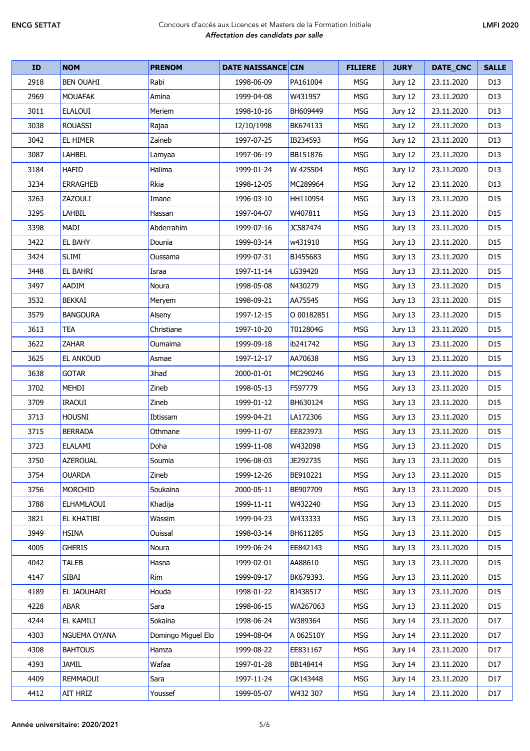| ID | NOM | PRENOM | DATE NAISSANCE | CIN | FILIERE | JURY | DATE_CNC | SALLE |
|---|---|---|---|---|---|---|---|---|
| 2918 | BEN OUAHI | Rabi | 1998-06-09 | PA161004 | MSG | Jury 12 | 23.11.2020 | D13 |
| 2969 | MOUAFAK | Amina | 1999-04-08 | W431957 | MSG | Jury 12 | 23.11.2020 | D13 |
| 3011 | ELALOUI | Meriem | 1998-10-16 | BH609449 | MSG | Jury 12 | 23.11.2020 | D13 |
| 3038 | ROUASSI | Rajaa | 12/10/1998 | BK674133 | MSG | Jury 12 | 23.11.2020 | D13 |
| 3042 | EL HIMER | Zaineb | 1997-07-25 | IB234593 | MSG | Jury 12 | 23.11.2020 | D13 |
| 3087 | LAHBEL | Lamyaa | 1997-06-19 | BB151876 | MSG | Jury 12 | 23.11.2020 | D13 |
| 3184 | HAFID | Halima | 1999-01-24 | W 425504 | MSG | Jury 12 | 23.11.2020 | D13 |
| 3234 | ERRAGHEB | Rkia | 1998-12-05 | MC289964 | MSG | Jury 12 | 23.11.2020 | D13 |
| 3263 | ZAZOULI | Imane | 1996-03-10 | HH110954 | MSG | Jury 13 | 23.11.2020 | D15 |
| 3295 | LAHBIL | Hassan | 1997-04-07 | W407811 | MSG | Jury 13 | 23.11.2020 | D15 |
| 3398 | MADI | Abderrahim | 1999-07-16 | JC587474 | MSG | Jury 13 | 23.11.2020 | D15 |
| 3422 | EL BAHY | Dounia | 1999-03-14 | w431910 | MSG | Jury 13 | 23.11.2020 | D15 |
| 3424 | SLIMI | Oussama | 1999-07-31 | BJ455683 | MSG | Jury 13 | 23.11.2020 | D15 |
| 3448 | EL BAHRI | Israa | 1997-11-14 | LG39420 | MSG | Jury 13 | 23.11.2020 | D15 |
| 3497 | AADIM | Noura | 1998-05-08 | N430279 | MSG | Jury 13 | 23.11.2020 | D15 |
| 3532 | BEKKAI | Meryem | 1998-09-21 | AA75545 | MSG | Jury 13 | 23.11.2020 | D15 |
| 3579 | BANGOURA | Alseny | 1997-12-15 | O 00182851 | MSG | Jury 13 | 23.11.2020 | D15 |
| 3613 | TEA | Christiane | 1997-10-20 | T012804G | MSG | Jury 13 | 23.11.2020 | D15 |
| 3622 | ZAHAR | Oumaima | 1999-09-18 | ib241742 | MSG | Jury 13 | 23.11.2020 | D15 |
| 3625 | EL ANKOUD | Asmae | 1997-12-17 | AA70638 | MSG | Jury 13 | 23.11.2020 | D15 |
| 3638 | GOTAR | Jihad | 2000-01-01 | MC290246 | MSG | Jury 13 | 23.11.2020 | D15 |
| 3702 | MEHDI | Zineb | 1998-05-13 | F597779 | MSG | Jury 13 | 23.11.2020 | D15 |
| 3709 | IRAOUI | Zineb | 1999-01-12 | BH630124 | MSG | Jury 13 | 23.11.2020 | D15 |
| 3713 | HOUSNI | Ibtissam | 1999-04-21 | LA172306 | MSG | Jury 13 | 23.11.2020 | D15 |
| 3715 | BERRADA | Othmane | 1999-11-07 | EE823973 | MSG | Jury 13 | 23.11.2020 | D15 |
| 3723 | ELALAMI | Doha | 1999-11-08 | W432098 | MSG | Jury 13 | 23.11.2020 | D15 |
| 3750 | AZEROUAL | Soumia | 1996-08-03 | JE292735 | MSG | Jury 13 | 23.11.2020 | D15 |
| 3754 | OUARDA | Zineb | 1999-12-26 | BE910221 | MSG | Jury 13 | 23.11.2020 | D15 |
| 3756 | MORCHID | Soukaina | 2000-05-11 | BE907709 | MSG | Jury 13 | 23.11.2020 | D15 |
| 3788 | ELHAMLAOUI | Khadija | 1999-11-11 | W432240 | MSG | Jury 13 | 23.11.2020 | D15 |
| 3821 | EL KHATIBI | Wassim | 1999-04-23 | W433333 | MSG | Jury 13 | 23.11.2020 | D15 |
| 3949 | HSINA | Ouissal | 1998-03-14 | BH611285 | MSG | Jury 13 | 23.11.2020 | D15 |
| 4005 | GHERIS | Noura | 1999-06-24 | EE842143 | MSG | Jury 13 | 23.11.2020 | D15 |
| 4042 | TALEB | Hasna | 1999-02-01 | AA88610 | MSG | Jury 13 | 23.11.2020 | D15 |
| 4147 | SIBAI | Rim | 1999-09-17 | BK679393. | MSG | Jury 13 | 23.11.2020 | D15 |
| 4189 | EL JAOUHARI | Houda | 1998-01-22 | BJ438517 | MSG | Jury 13 | 23.11.2020 | D15 |
| 4228 | ABAR | Sara | 1998-06-15 | WA267063 | MSG | Jury 13 | 23.11.2020 | D15 |
| 4244 | EL KAMILI | Sokaina | 1998-06-24 | W389364 | MSG | Jury 14 | 23.11.2020 | D17 |
| 4303 | NGUEMA OYANA | Domingo Miguel Elo | 1994-08-04 | A 062510Y | MSG | Jury 14 | 23.11.2020 | D17 |
| 4308 | BAHTOUS | Hamza | 1999-08-22 | EE831167 | MSG | Jury 14 | 23.11.2020 | D17 |
| 4393 | JAMIL | Wafaa | 1997-01-28 | BB148414 | MSG | Jury 14 | 23.11.2020 | D17 |
| 4409 | REMMAOUI | Sara | 1997-11-24 | GK143448 | MSG | Jury 14 | 23.11.2020 | D17 |
| 4412 | AIT HRIZ | Youssef | 1999-05-07 | W432 307 | MSG | Jury 14 | 23.11.2020 | D17 |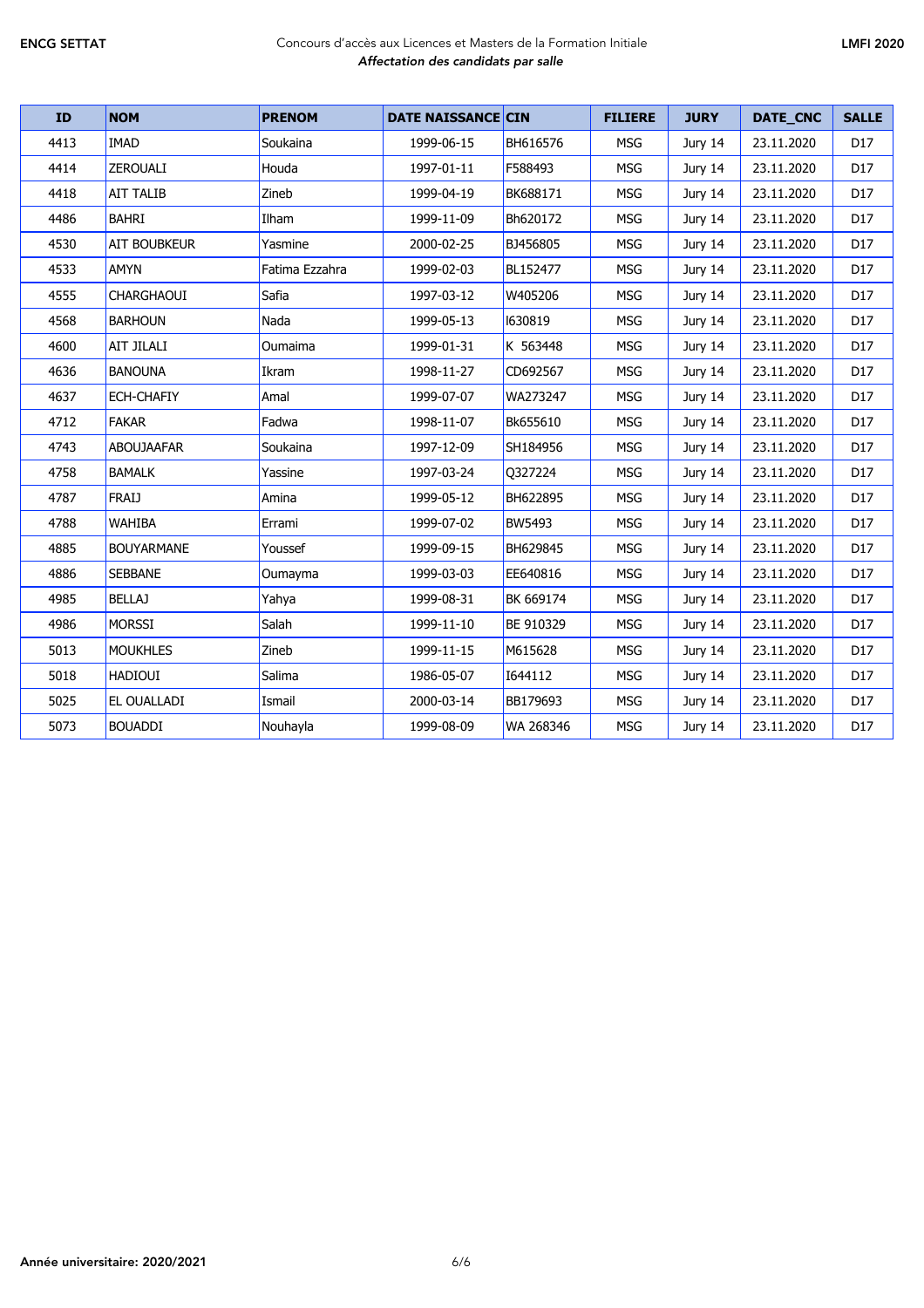| ID | NOM | PRENOM | DATE NAISSANCE | CIN | FILIERE | JURY | DATE_CNC | SALLE |
|---|---|---|---|---|---|---|---|---|
| 4413 | IMAD | Soukaina | 1999-06-15 | BH616576 | MSG | Jury 14 | 23.11.2020 | D17 |
| 4414 | ZEROUALI | Houda | 1997-01-11 | F588493 | MSG | Jury 14 | 23.11.2020 | D17 |
| 4418 | AIT TALIB | Zineb | 1999-04-19 | BK688171 | MSG | Jury 14 | 23.11.2020 | D17 |
| 4486 | BAHRI | Ilham | 1999-11-09 | Bh620172 | MSG | Jury 14 | 23.11.2020 | D17 |
| 4530 | AIT BOUBKEUR | Yasmine | 2000-02-25 | BJ456805 | MSG | Jury 14 | 23.11.2020 | D17 |
| 4533 | AMYN | Fatima Ezzahra | 1999-02-03 | BL152477 | MSG | Jury 14 | 23.11.2020 | D17 |
| 4555 | CHARGHAOUI | Safia | 1997-03-12 | W405206 | MSG | Jury 14 | 23.11.2020 | D17 |
| 4568 | BARHOUN | Nada | 1999-05-13 | I630819 | MSG | Jury 14 | 23.11.2020 | D17 |
| 4600 | AIT JILALI | Oumaima | 1999-01-31 | K 563448 | MSG | Jury 14 | 23.11.2020 | D17 |
| 4636 | BANOUNA | Ikram | 1998-11-27 | CD692567 | MSG | Jury 14 | 23.11.2020 | D17 |
| 4637 | ECH-CHAFIY | Amal | 1999-07-07 | WA273247 | MSG | Jury 14 | 23.11.2020 | D17 |
| 4712 | FAKAR | Fadwa | 1998-11-07 | Bk655610 | MSG | Jury 14 | 23.11.2020 | D17 |
| 4743 | ABOUJAAFAR | Soukaina | 1997-12-09 | SH184956 | MSG | Jury 14 | 23.11.2020 | D17 |
| 4758 | BAMALK | Yassine | 1997-03-24 | Q327224 | MSG | Jury 14 | 23.11.2020 | D17 |
| 4787 | FRAIJ | Amina | 1999-05-12 | BH622895 | MSG | Jury 14 | 23.11.2020 | D17 |
| 4788 | WAHIBA | Errami | 1999-07-02 | BW5493 | MSG | Jury 14 | 23.11.2020 | D17 |
| 4885 | BOUYARMANE | Youssef | 1999-09-15 | BH629845 | MSG | Jury 14 | 23.11.2020 | D17 |
| 4886 | SEBBANE | Oumayma | 1999-03-03 | EE640816 | MSG | Jury 14 | 23.11.2020 | D17 |
| 4985 | BELLAJ | Yahya | 1999-08-31 | BK 669174 | MSG | Jury 14 | 23.11.2020 | D17 |
| 4986 | MORSSI | Salah | 1999-11-10 | BE 910329 | MSG | Jury 14 | 23.11.2020 | D17 |
| 5013 | MOUKHLES | Zineb | 1999-11-15 | M615628 | MSG | Jury 14 | 23.11.2020 | D17 |
| 5018 | HADIOUI | Salima | 1986-05-07 | I644112 | MSG | Jury 14 | 23.11.2020 | D17 |
| 5025 | EL OUALLADI | Ismail | 2000-03-14 | BB179693 | MSG | Jury 14 | 23.11.2020 | D17 |
| 5073 | BOUADDI | Nouhayla | 1999-08-09 | WA 268346 | MSG | Jury 14 | 23.11.2020 | D17 |